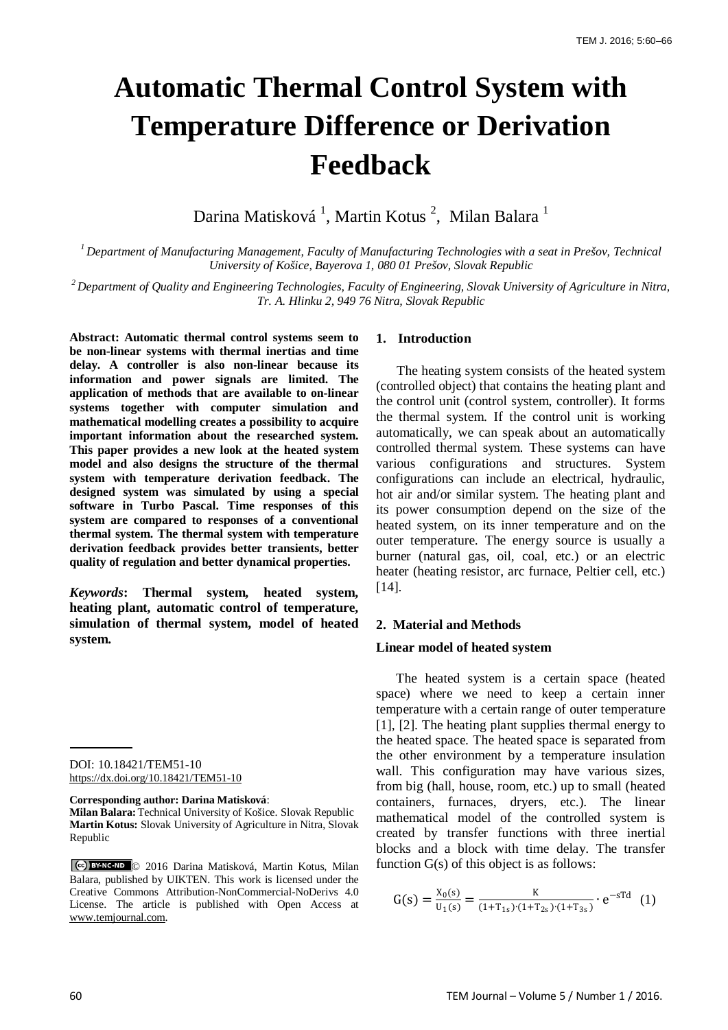#  Automatic Thermal Control System with Temperature Difference or Derivation Feedback

Darina Matisková [1], Martin Kotus [2], Milan Balara [1]

[1] *Department of Manufacturing Management, Faculty of Manufacturing Technologies with a seat in Prešov, Technical University of Košice, Bayerova 1, 080 01 Prešov, Slovak Republic*

[2] *Department of Quality and Engineering Technologies, Faculty of Engineering, Slovak University of Agriculture in Nitra, Tr. A. Hlinku 2, 949 76 Nitra, Slovak Republic*

**Abstract: Automatic thermal control systems seem to be non-linear systems with thermal inertias and time delay. A controller is also non-linear because its information and power signals are limited. The application of methods that are available to on-linear systems together with computer simulation and mathematical modelling creates a possibility to acquire important information about the researched system. This paper provides a new look at the heated system model and also designs the structure of the thermal system with temperature derivation feedback. The designed system was simulated by using a special software in Turbo Pascal. Time responses of this system are compared to responses of a conventional thermal system. The thermal system with temperature derivation feedback provides better transients, better quality of regulation and better dynamical properties.**

***Keywords*: Thermal system, heated system, heating plant, automatic control of temperature, simulation of thermal system, model of heated system.**

DOI: 10.18421/TEM51-10
https://dx.doi.org/10.18421/TEM51-10

**Corresponding author: Darina Matisková**:
**Milan Balara:** Technical University of Košice. Slovak Republic
**Martin Kotus:** Slovak University of Agriculture in Nitra, Slovak Republic

© 2016 Darina Matisková, Martin Kotus, Milan Balara, published by UIKTEN. This work is licensed under the Creative Commons Attribution-NonCommercial-NoDerivs 4.0 License. The article is published with Open Access at www.temjournal.com.

## 1. Introduction

The heating system consists of the heated system (controlled object) that contains the heating plant and the control unit (control system, controller). It forms the thermal system. If the control unit is working automatically, we can speak about an automatically controlled thermal system. These systems can have various configurations and structures. System configurations can include an electrical, hydraulic, hot air and/or similar system. The heating plant and its power consumption depend on the size of the heated system, on its inner temperature and on the outer temperature. The energy source is usually a burner (natural gas, oil, coal, etc.) or an electric heater (heating resistor, arc furnace, Peltier cell, etc.) [14].

## 2. Material and Methods

### Linear model of heated system

The heated system is a certain space (heated space) where we need to keep a certain inner temperature with a certain range of outer temperature [1], [2]. The heating plant supplies thermal energy to the heated space. The heated space is separated from the other environment by a temperature insulation wall. This configuration may have various sizes, from big (hall, house, room, etc.) up to small (heated containers, furnaces, dryers, etc.). The linear mathematical model of the controlled system is created by transfer functions with three inertial blocks and a block with time delay. The transfer function G(s) of this object is as follows:

$$G(s) = \frac{X_0(s)}{U_1(s)} = \frac{K}{(1+T_{1s})\cdot(1+T_{2s})\cdot(1+T_{3s})} \cdot e^{-sTd} \quad (1)$$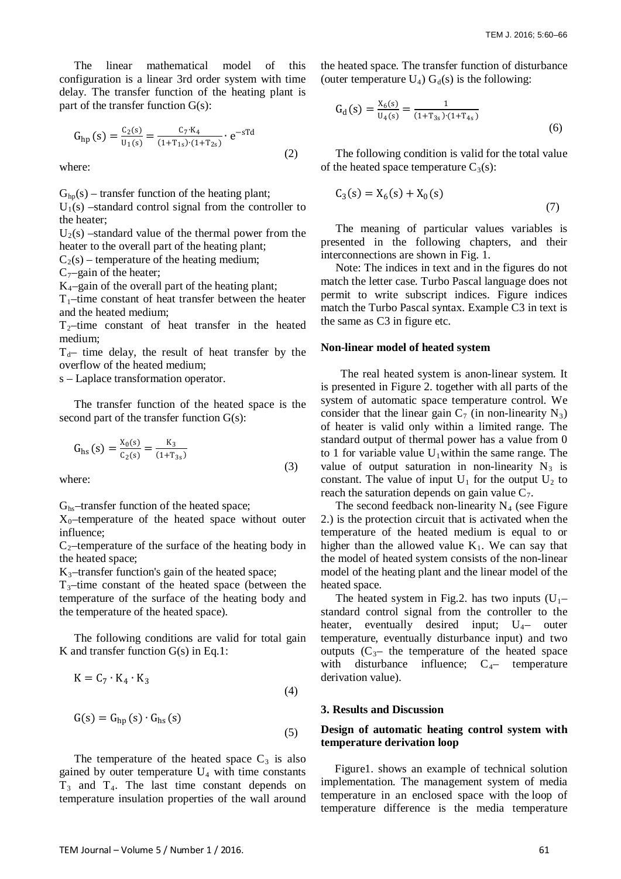The linear mathematical model of this configuration is a linear 3rd order system with time delay. The transfer function of the heating plant is part of the transfer function G(s):

$$G_{hp}(s) = \frac{C_2(s)}{U_1(s)} = \frac{C_7 \cdot K_4}{(1+T_{1s}) \cdot (1+T_{2s})} \cdot e^{-sTd} \tag{2}$$

where:

$G_{hp}(s)$ – transfer function of the heating plant;
$U_1(s)$ –standard control signal from the controller to the heater;
$U_2(s)$ –standard value of the thermal power from the heater to the overall part of the heating plant;
$C_2(s)$ – temperature of the heating medium;
$C_7$–gain of the heater;
$K_4$–gain of the overall part of the heating plant;
$T_1$–time constant of heat transfer between the heater and the heated medium;
$T_2$–time constant of heat transfer in the heated medium;
$T_d$– time delay, the result of heat transfer by the overflow of the heated medium;
s – Laplace transformation operator.

The transfer function of the heated space is the second part of the transfer function G(s):

$$G_{hs}(s) = \frac{X_0(s)}{C_2(s)} = \frac{K_3}{(1+T_{3s})} \tag{3}$$

where:

$G_{hs}$–transfer function of the heated space;
$X_0$–temperature of the heated space without outer influence;
$C_2$–temperature of the surface of the heating body in the heated space;
$K_3$–transfer function's gain of the heated space;
$T_3$–time constant of the heated space (between the temperature of the surface of the heating body and the temperature of the heated space).

The following conditions are valid for total gain K and transfer function G(s) in Eq.1:

$$K = C_7 \cdot K_4 \cdot K_3 \tag{4}$$

$$G(s) = G_{hp}(s) \cdot G_{hs}(s) \tag{5}$$

The temperature of the heated space $C_3$ is also gained by outer temperature $U_4$ with time constants $T_3$ and $T_4$. The last time constant depends on temperature insulation properties of the wall around the heated space. The transfer function of disturbance (outer temperature $U_4$) $G_d(s)$ is the following:

$$G_d(s) = \frac{X_6(s)}{U_4(s)} = \frac{1}{(1+T_{3s}) \cdot (1+T_{4s})} \tag{6}$$

The following condition is valid for the total value of the heated space temperature $C_3(s)$:

$$C_3(s) = X_6(s) + X_0(s) \tag{7}$$

The meaning of particular values variables is presented in the following chapters, and their interconnections are shown in Fig. 1.

Note: The indices in text and in the figures do not match the letter case. Turbo Pascal language does not permit to write subscript indices. Figure indices match the Turbo Pascal syntax. Example C3 in text is the same as C3 in figure etc.

### Non-linear model of heated system

The real heated system is anon-linear system. It is presented in Figure 2. together with all parts of the system of automatic space temperature control. We consider that the linear gain $C_7$ (in non-linearity $N_3$) of heater is valid only within a limited range. The standard output of thermal power has a value from 0 to 1 for variable value $U_1$within the same range. The value of output saturation in non-linearity $N_3$ is constant. The value of input $U_1$ for the output $U_2$ to reach the saturation depends on gain value $C_7$.

The second feedback non-linearity $N_4$ (see Figure 2.) is the protection circuit that is activated when the temperature of the heated medium is equal to or higher than the allowed value $K_1$. We can say that the model of heated system consists of the non-linear model of the heating plant and the linear model of the heated space.

The heated system in Fig.2. has two inputs ($U_1$– standard control signal from the controller to the heater, eventually desired input; $U_4$– outer temperature, eventually disturbance input) and two outputs ($C_3$– the temperature of the heated space with disturbance influence; $C_4$– temperature derivation value).

## 3. Results and Discussion

### Design of automatic heating control system with temperature derivation loop

Figure1. shows an example of technical solution implementation. The management system of media temperature in an enclosed space with the loop of temperature difference is the media temperature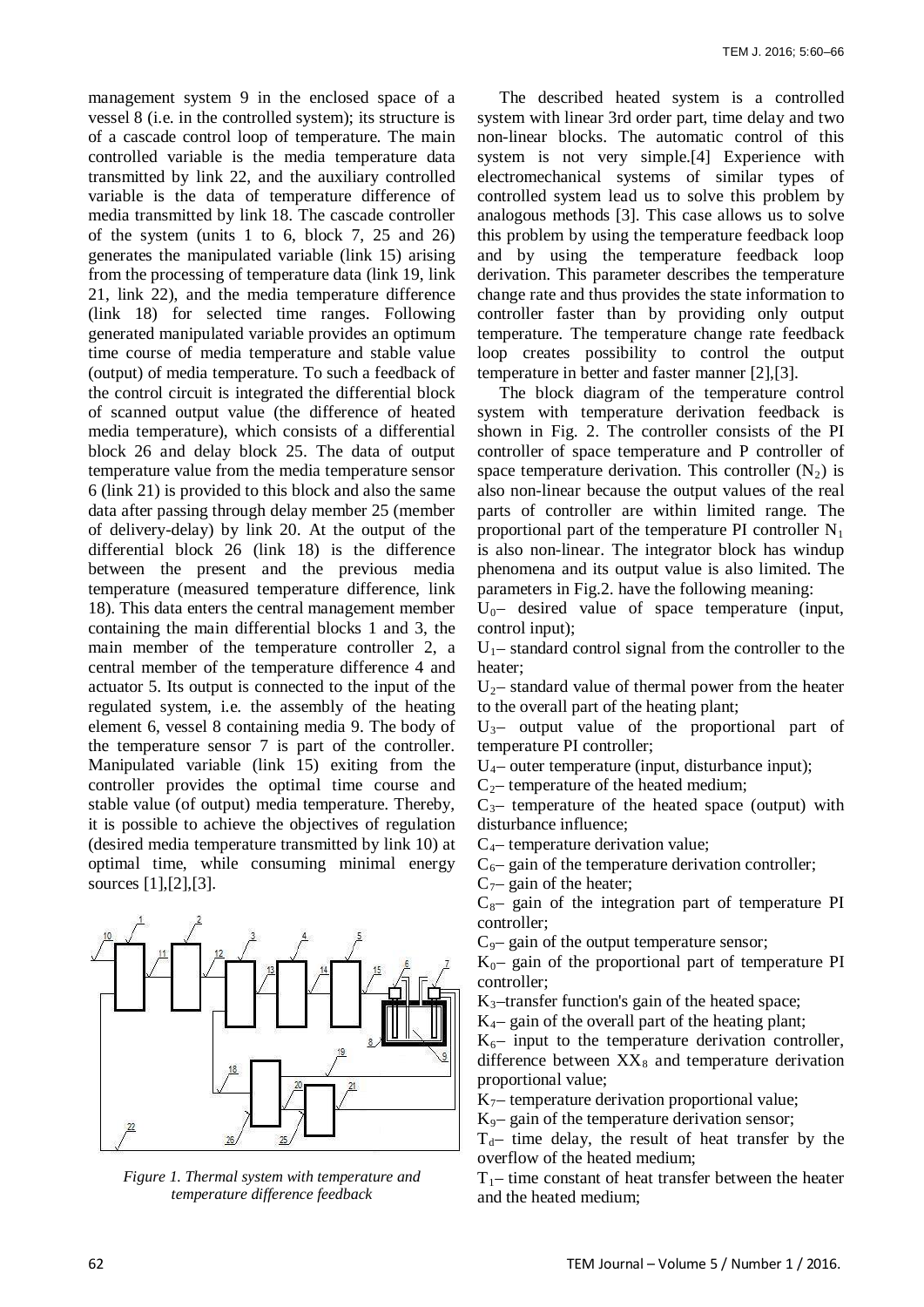management system 9 in the enclosed space of a vessel 8 (i.e. in the controlled system); its structure is of a cascade control loop of temperature. The main controlled variable is the media temperature data transmitted by link 22, and the auxiliary controlled variable is the data of temperature difference of media transmitted by link 18. The cascade controller of the system (units 1 to 6, block 7, 25 and 26) generates the manipulated variable (link 15) arising from the processing of temperature data (link 19, link 21, link 22), and the media temperature difference (link 18) for selected time ranges. Following generated manipulated variable provides an optimum time course of media temperature and stable value (output) of media temperature. To such a feedback of the control circuit is integrated the differential block of scanned output value (the difference of heated media temperature), which consists of a differential block 26 and delay block 25. The data of output temperature value from the media temperature sensor 6 (link 21) is provided to this block and also the same data after passing through delay member 25 (member of delivery-delay) by link 20. At the output of the differential block 26 (link 18) is the difference between the present and the previous media temperature (measured temperature difference, link 18). This data enters the central management member containing the main differential blocks 1 and 3, the main member of the temperature controller 2, a central member of the temperature difference 4 and actuator 5. Its output is connected to the input of the regulated system, i.e. the assembly of the heating element 6, vessel 8 containing media 9. The body of the temperature sensor 7 is part of the controller. Manipulated variable (link 15) exiting from the controller provides the optimal time course and stable value (of output) media temperature. Thereby, it is possible to achieve the objectives of regulation (desired media temperature transmitted by link 10) at optimal time, while consuming minimal energy sources [1],[2],[3].

*Figure 1. Thermal system with temperature and temperature difference feedback*

The described heated system is a controlled system with linear 3rd order part, time delay and two non-linear blocks. The automatic control of this system is not very simple.[4] Experience with electromechanical systems of similar types of controlled system lead us to solve this problem by analogous methods [3]. This case allows us to solve this problem by using the temperature feedback loop and by using the temperature feedback loop derivation. This parameter describes the temperature change rate and thus provides the state information to controller faster than by providing only output temperature. The temperature change rate feedback loop creates possibility to control the output temperature in better and faster manner [2],[3].

The block diagram of the temperature control system with temperature derivation feedback is shown in Fig. 2. The controller consists of the PI controller of space temperature and P controller of space temperature derivation. This controller ($N_2$) is also non-linear because the output values of the real parts of controller are within limited range. The proportional part of the temperature PI controller $N_1$ is also non-linear. The integrator block has windup phenomena and its output value is also limited. The parameters in Fig.2. have the following meaning:

$U_0$– desired value of space temperature (input, control input);

$U_1$– standard control signal from the controller to the heater;

$U_2$– standard value of thermal power from the heater to the overall part of the heating plant;

$U_3$– output value of the proportional part of temperature PI controller;

$U_4$– outer temperature (input, disturbance input);

$C_2$– temperature of the heated medium;

$C_3$– temperature of the heated space (output) with disturbance influence;

$C_4$– temperature derivation value;

$C_6$– gain of the temperature derivation controller;

$C_7$– gain of the heater;

$C_8$– gain of the integration part of temperature PI controller;

$C_9$– gain of the output temperature sensor;

$K_0$– gain of the proportional part of temperature PI controller;

$K_3$–transfer function's gain of the heated space;

$K_4$– gain of the overall part of the heating plant;

$K_6$– input to the temperature derivation controller, difference between $XX_8$ and temperature derivation proportional value;

$K_7$– temperature derivation proportional value;

$K_9$– gain of the temperature derivation sensor;

$T_d$– time delay, the result of heat transfer by the overflow of the heated medium;

$T_1$– time constant of heat transfer between the heater and the heated medium;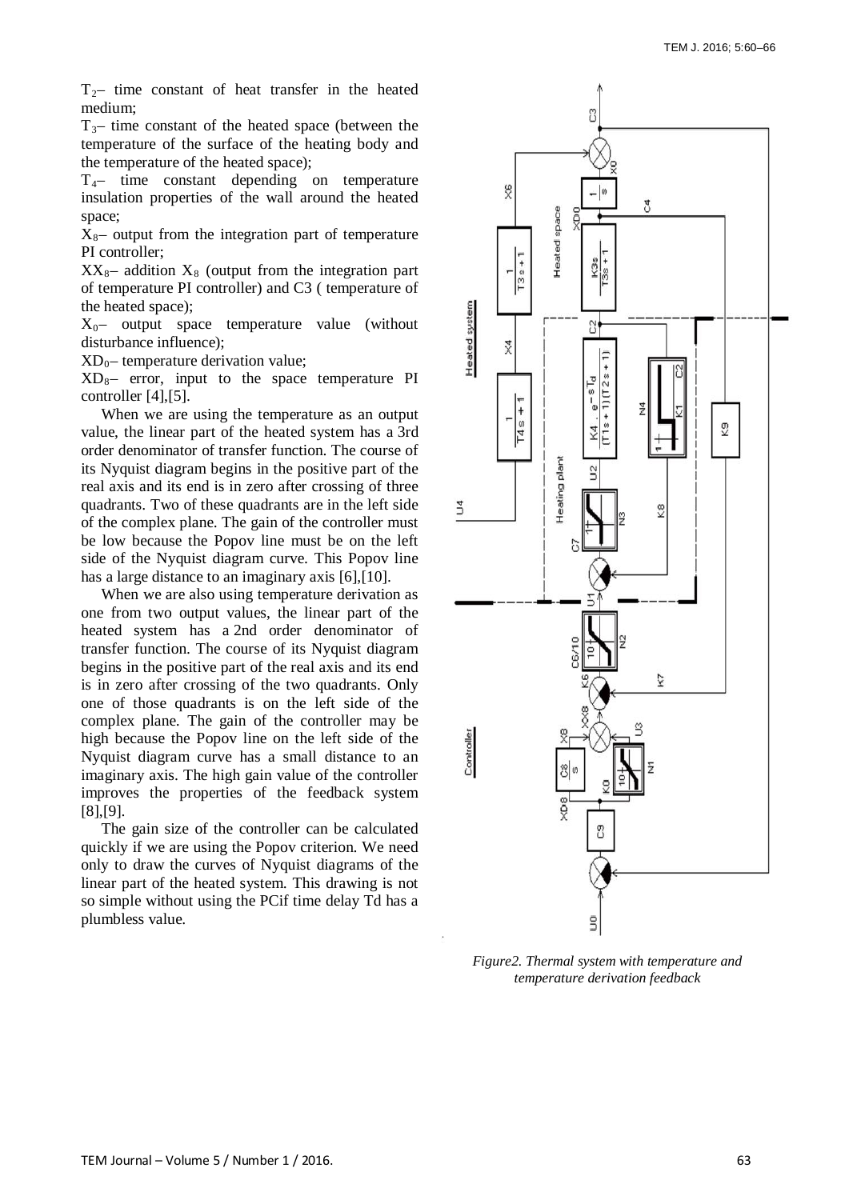$T_2$– time constant of heat transfer in the heated medium;

$T_3$– time constant of the heated space (between the temperature of the surface of the heating body and the temperature of the heated space);

$T_4$– time constant depending on temperature insulation properties of the wall around the heated space;

$X_8$– output from the integration part of temperature PI controller;

$XX_8$– addition $X_8$ (output from the integration part of temperature PI controller) and C3 ( temperature of the heated space);

$X_0$– output space temperature value (without disturbance influence);

$XD_0$– temperature derivation value;

$XD_8$– error, input to the space temperature PI controller [4],[5].

When we are using the temperature as an output value, the linear part of the heated system has a 3rd order denominator of transfer function. The course of its Nyquist diagram begins in the positive part of the real axis and its end is in zero after crossing of three quadrants. Two of these quadrants are in the left side of the complex plane. The gain of the controller must be low because the Popov line must be on the left side of the Nyquist diagram curve. This Popov line has a large distance to an imaginary axis [6],[10].

When we are also using temperature derivation as one from two output values, the linear part of the heated system has a 2nd order denominator of transfer function. The course of its Nyquist diagram begins in the positive part of the real axis and its end is in zero after crossing of the two quadrants. Only one of those quadrants is on the left side of the complex plane. The gain of the controller may be high because the Popov line on the left side of the Nyquist diagram curve has a small distance to an imaginary axis. The high gain value of the controller improves the properties of the feedback system [8],[9].

The gain size of the controller can be calculated quickly if we are using the Popov criterion. We need only to draw the curves of Nyquist diagrams of the linear part of the heated system. This drawing is not so simple without using the PCif time delay Td has a plumbless value.

*Figure2. Thermal system with temperature and temperature derivation feedback*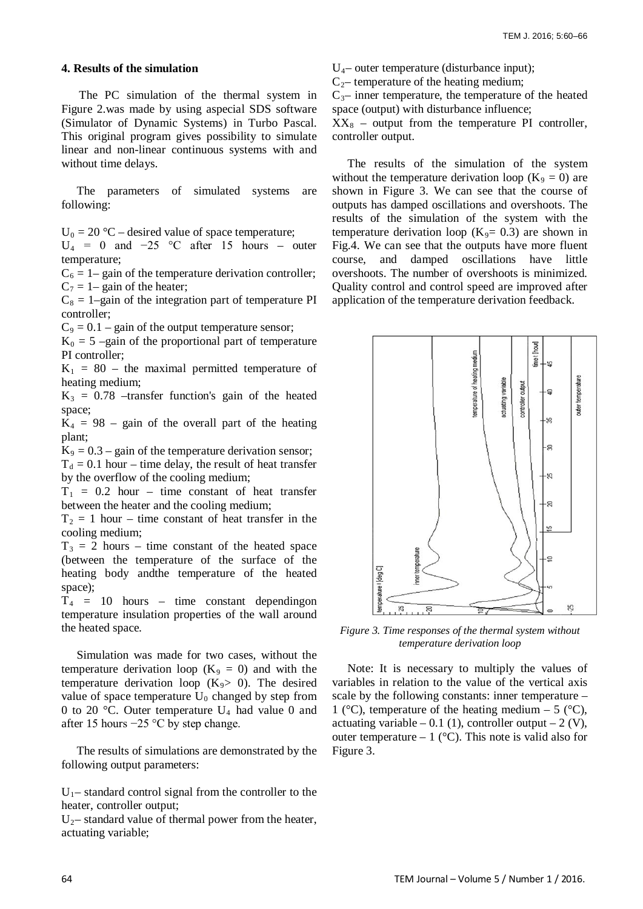## 4. Results of the simulation

The PC simulation of the thermal system in Figure 2.was made by using aspecial SDS software (Simulator of Dynamic Systems) in Turbo Pascal. This original program gives possibility to simulate linear and non-linear continuous systems with and without time delays.

The parameters of simulated systems are following:

$U_0$ = 20 °C – desired value of space temperature;
$U_4$ = 0 and −25 °C after 15 hours – outer temperature;
$C_6$ = 1– gain of the temperature derivation controller;
$C_7$ = 1– gain of the heater;
$C_8$ = 1–gain of the integration part of temperature PI controller;
$C_9$ = 0.1 – gain of the output temperature sensor;
$K_0$ = 5 –gain of the proportional part of temperature PI controller;
$K_1$ = 80 – the maximal permitted temperature of heating medium;
$K_3$ = 0.78 –transfer function's gain of the heated space;
$K_4$ = 98 – gain of the overall part of the heating plant;
$K_9$ = 0.3 – gain of the temperature derivation sensor;
$T_d$ = 0.1 hour – time delay, the result of heat transfer by the overflow of the cooling medium;
$T_1$ = 0.2 hour – time constant of heat transfer between the heater and the cooling medium;
$T_2$ = 1 hour – time constant of heat transfer in the cooling medium;
$T_3$ = 2 hours – time constant of the heated space (between the temperature of the surface of the heating body andthe temperature of the heated space);
$T_4$ = 10 hours – time constant dependingon temperature insulation properties of the wall around the heated space.

Simulation was made for two cases, without the temperature derivation loop ($K_9$ = 0) and with the temperature derivation loop ($K_9$> 0). The desired value of space temperature $U_0$ changed by step from 0 to 20 °C. Outer temperature $U_4$ had value 0 and after 15 hours −25 °C by step change.

The results of simulations are demonstrated by the following output parameters:

$U_1$– standard control signal from the controller to the heater, controller output;
$U_2$– standard value of thermal power from the heater, actuating variable;
$U_4$– outer temperature (disturbance input);
$C_2$– temperature of the heating medium;
$C_3$– inner temperature, the temperature of the heated space (output) with disturbance influence;
$XX_8$ – output from the temperature PI controller, controller output.

The results of the simulation of the system without the temperature derivation loop ($K_9$ = 0) are shown in Figure 3. We can see that the course of outputs has damped oscillations and overshoots. The results of the simulation of the system with the temperature derivation loop ($K_9$= 0.3) are shown in Fig.4. We can see that the outputs have more fluent course, and damped oscillations have little overshoots. The number of overshoots is minimized. Quality control and control speed are improved after application of the temperature derivation feedback.

*Figure 3. Time responses of the thermal system without temperature derivation loop*

Note: It is necessary to multiply the values of variables in relation to the value of the vertical axis scale by the following constants: inner temperature – 1 (°C), temperature of the heating medium – 5 (°C), actuating variable – 0.1 (1), controller output – 2 (V), outer temperature – 1 (°C). This note is valid also for Figure 3.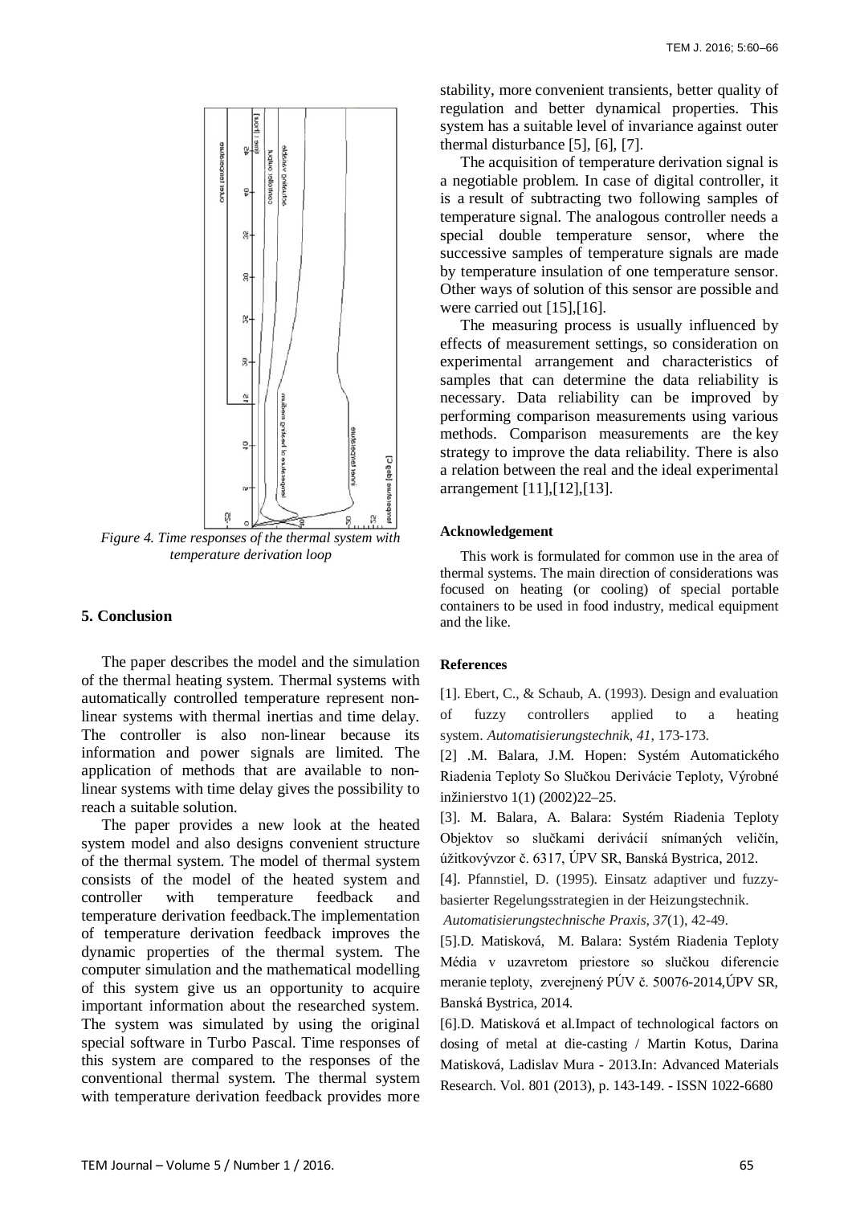*Figure 4. Time responses of the thermal system with temperature derivation loop*

## 5. Conclusion

The paper describes the model and the simulation of the thermal heating system. Thermal systems with automatically controlled temperature represent non-linear systems with thermal inertias and time delay. The controller is also non-linear because its information and power signals are limited. The application of methods that are available to non-linear systems with time delay gives the possibility to reach a suitable solution.

The paper provides a new look at the heated system model and also designs convenient structure of the thermal system. The model of thermal system consists of the model of the heated system and controller with temperature feedback and temperature derivation feedback.The implementation of temperature derivation feedback improves the dynamic properties of the thermal system. The computer simulation and the mathematical modelling of this system give us an opportunity to acquire important information about the researched system. The system was simulated by using the original special software in Turbo Pascal. Time responses of this system are compared to the responses of the conventional thermal system. The thermal system with temperature derivation feedback provides more stability, more convenient transients, better quality of regulation and better dynamical properties. This system has a suitable level of invariance against outer thermal disturbance [5], [6], [7].

The acquisition of temperature derivation signal is a negotiable problem. In case of digital controller, it is a result of subtracting two following samples of temperature signal. The analogous controller needs a special double temperature sensor, where the successive samples of temperature signals are made by temperature insulation of one temperature sensor. Other ways of solution of this sensor are possible and were carried out [15],[16].

The measuring process is usually influenced by effects of measurement settings, so consideration on experimental arrangement and characteristics of samples that can determine the data reliability is necessary. Data reliability can be improved by performing comparison measurements using various methods. Comparison measurements are the key strategy to improve the data reliability. There is also a relation between the real and the ideal experimental arrangement [11],[12],[13].

### Acknowledgement

This work is formulated for common use in the area of thermal systems. The main direction of considerations was focused on heating (or cooling) of special portable containers to be used in food industry, medical equipment and the like.

### References

[1]. Ebert, C., & Schaub, A. (1993). Design and evaluation of fuzzy controllers applied to a heating system. *Automatisierungstechnik*, *41*, 173-173.

[2] .M. Balara, J.M. Hopen: Systém Automatického Riadenia Teploty So Slučkou Derivácie Teploty, Výrobné inžinierstvo 1(1) (2002)22–25.

[3]. M. Balara, A. Balara: Systém Riadenia Teploty Objektov so slučkami derivácií snímaných veličín, úžitkovývzor č. 6317, ÚPV SR, Banská Bystrica, 2012.

[4]. Pfannstiel, D. (1995). Einsatz adaptiver und fuzzy-basierter Regelungsstrategien in der Heizungstechnik. *Automatisierungstechnische Praxis*, *37*(1), 42-49.

[5].D. Matisková, M. Balara: Systém Riadenia Teploty Média v uzavretom priestore so slučkou diferencie meranie teploty, zverejnený PÚV č. 50076-2014,ÚPV SR, Banská Bystrica, 2014.

[6].D. Matisková et al.Impact of technological factors on dosing of metal at die-casting / Martin Kotus, Darina Matisková, Ladislav Mura - 2013.In: Advanced Materials Research. Vol. 801 (2013), p. 143-149. - ISSN 1022-6680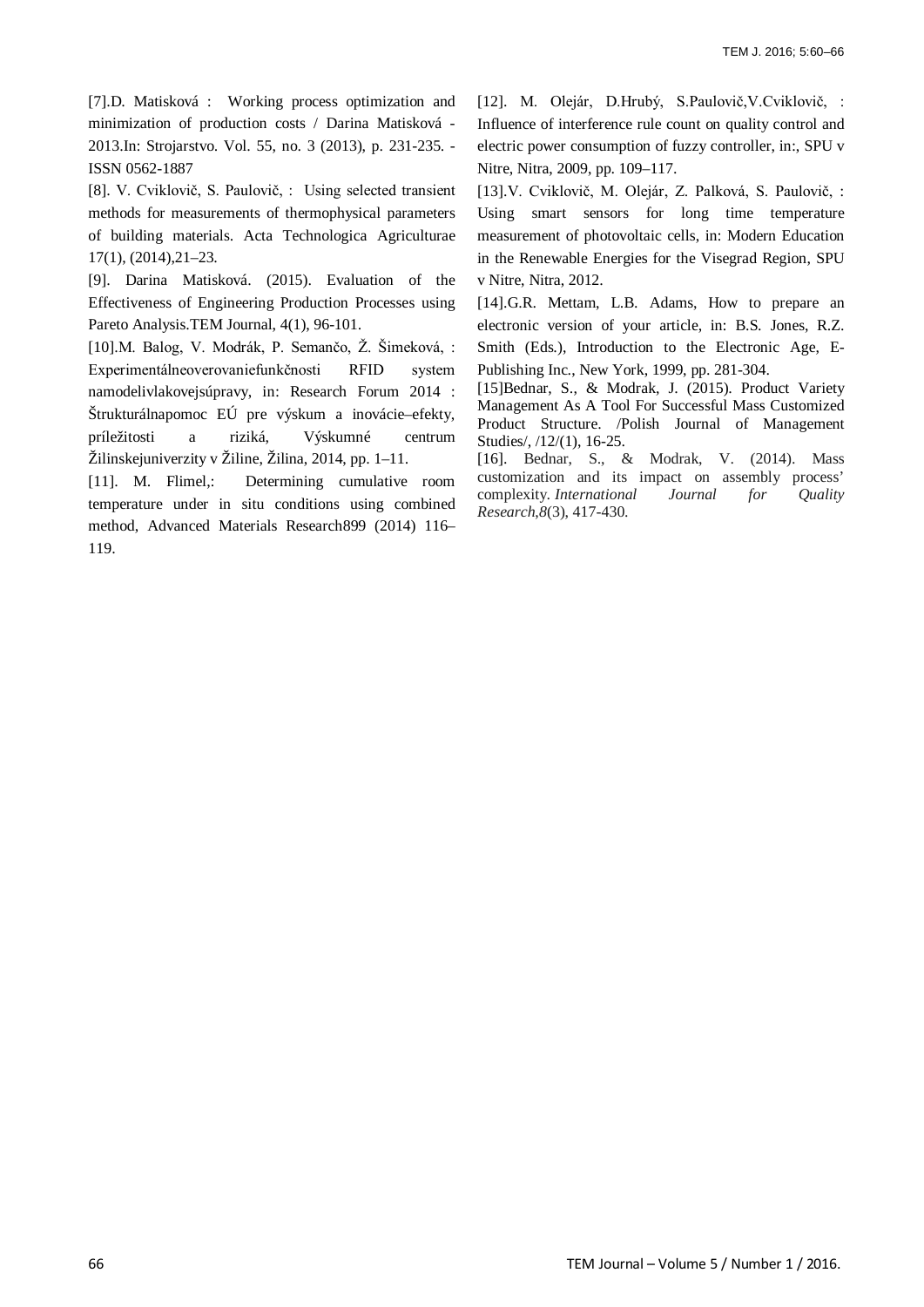[7].D. Matisková : Working process optimization and minimization of production costs / Darina Matisková - 2013.In: Strojarstvo. Vol. 55, no. 3 (2013), p. 231-235. - ISSN 0562-1887

[8]. V. Cviklovič, S. Paulovič, : Using selected transient methods for measurements of thermophysical parameters of building materials. Acta Technologica Agriculturae 17(1), (2014),21–23.

[9]. Darina Matisková. (2015). Evaluation of the Effectiveness of Engineering Production Processes using Pareto Analysis.TEM Journal, 4(1), 96-101.

[10].M. Balog, V. Modrák, P. Semančo, Ž. Šimeková, : Experimentálneoverovaniefunkčnosti RFID system namodelivlakovejsúpravy, in: Research Forum 2014 : Štrukturálnapomoc EÚ pre výskum a inovácie–efekty, príležitosti a riziká, Výskumné centrum Žilinskejuniverzity v Žiline, Žilina, 2014, pp. 1–11.

[11]. M. Flimel,: Determining cumulative room temperature under in situ conditions using combined method, Advanced Materials Research899 (2014) 116–119.

[12]. M. Olejár, D.Hrubý, S.Paulovič,V.Cviklovič, : Influence of interference rule count on quality control and electric power consumption of fuzzy controller, in:, SPU v Nitre, Nitra, 2009, pp. 109–117.

[13].V. Cviklovič, M. Olejár, Z. Palková, S. Paulovič, : Using smart sensors for long time temperature measurement of photovoltaic cells, in: Modern Education in the Renewable Energies for the Visegrad Region, SPU v Nitre, Nitra, 2012.

[14].G.R. Mettam, L.B. Adams, How to prepare an electronic version of your article, in: B.S. Jones, R.Z. Smith (Eds.), Introduction to the Electronic Age, E-Publishing Inc., New York, 1999, pp. 281-304.

[15]Bednar, S., & Modrak, J. (2015). Product Variety Management As A Tool For Successful Mass Customized Product Structure. /Polish Journal of Management Studies/, /12/(1), 16-25.

[16]. Bednar, S., & Modrak, V. (2014). Mass customization and its impact on assembly process' complexity. *International Journal for Quality Research*,*8*(3), 417-430.